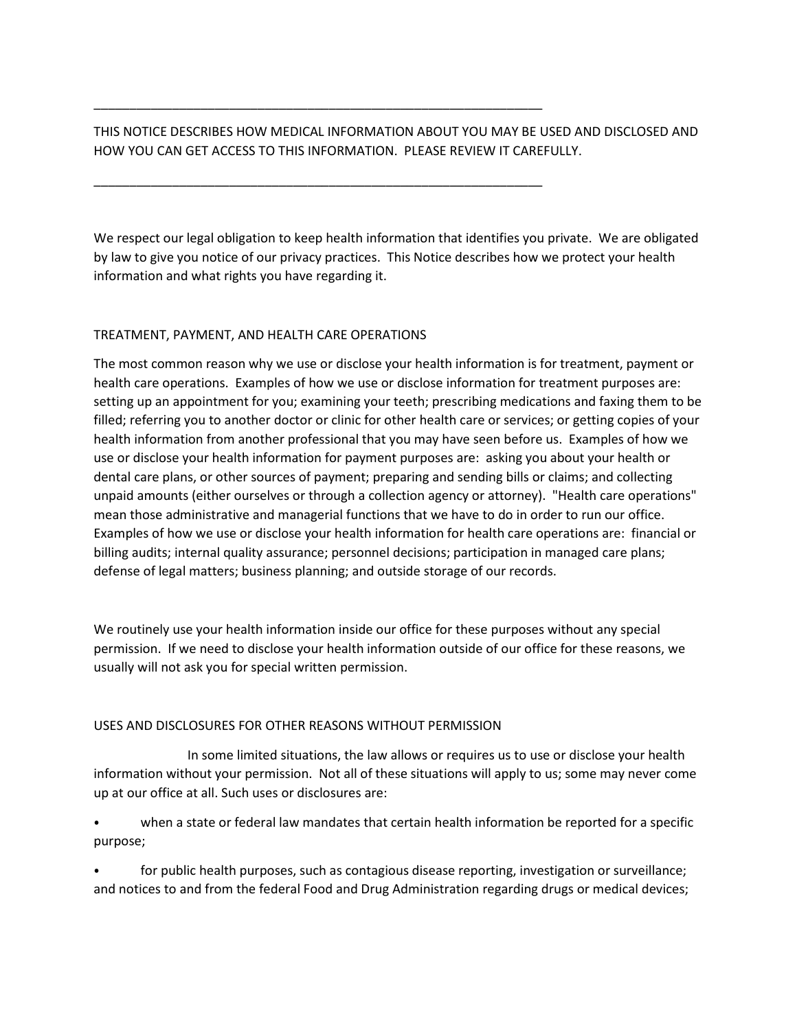---

THIS NOTICE DESCRIBES HOW MEDICAL INFORMATION ABOUT YOU MAY BE USED AND DISCLOSED AND HOW YOU CAN GET ACCESS TO THIS INFORMATION. PLEASE REVIEW IT CAREFULLY.

---

We respect our legal obligation to keep health information that identifies you private. We are obligated by law to give you notice of our privacy practices. This Notice describes how we protect your health information and what rights you have regarding it.

## TREATMENT, PAYMENT, AND HEALTH CARE OPERATIONS

The most common reason why we use or disclose your health information is for treatment, payment or health care operations. Examples of how we use or disclose information for treatment purposes are: setting up an appointment for you; examining your teeth; prescribing medications and faxing them to be filled; referring you to another doctor or clinic for other health care or services; or getting copies of your health information from another professional that you may have seen before us. Examples of how we use or disclose your health information for payment purposes are: asking you about your health or dental care plans, or other sources of payment; preparing and sending bills or claims; and collecting unpaid amounts (either ourselves or through a collection agency or attorney). "Health care operations" mean those administrative and managerial functions that we have to do in order to run our office. Examples of how we use or disclose your health information for health care operations are: financial or billing audits; internal quality assurance; personnel decisions; participation in managed care plans; defense of legal matters; business planning; and outside storage of our records.

We routinely use your health information inside our office for these purposes without any special permission. If we need to disclose your health information outside of our office for these reasons, we usually will not ask you for special written permission.

## USES AND DISCLOSURES FOR OTHER REASONS WITHOUT PERMISSION

In some limited situations, the law allows or requires us to use or disclose your health information without your permission. Not all of these situations will apply to us; some may never come up at our office at all. Such uses or disclosures are:

- when a state or federal law mandates that certain health information be reported for a specific purpose;
- for public health purposes, such as contagious disease reporting, investigation or surveillance; and notices to and from the federal Food and Drug Administration regarding drugs or medical devices;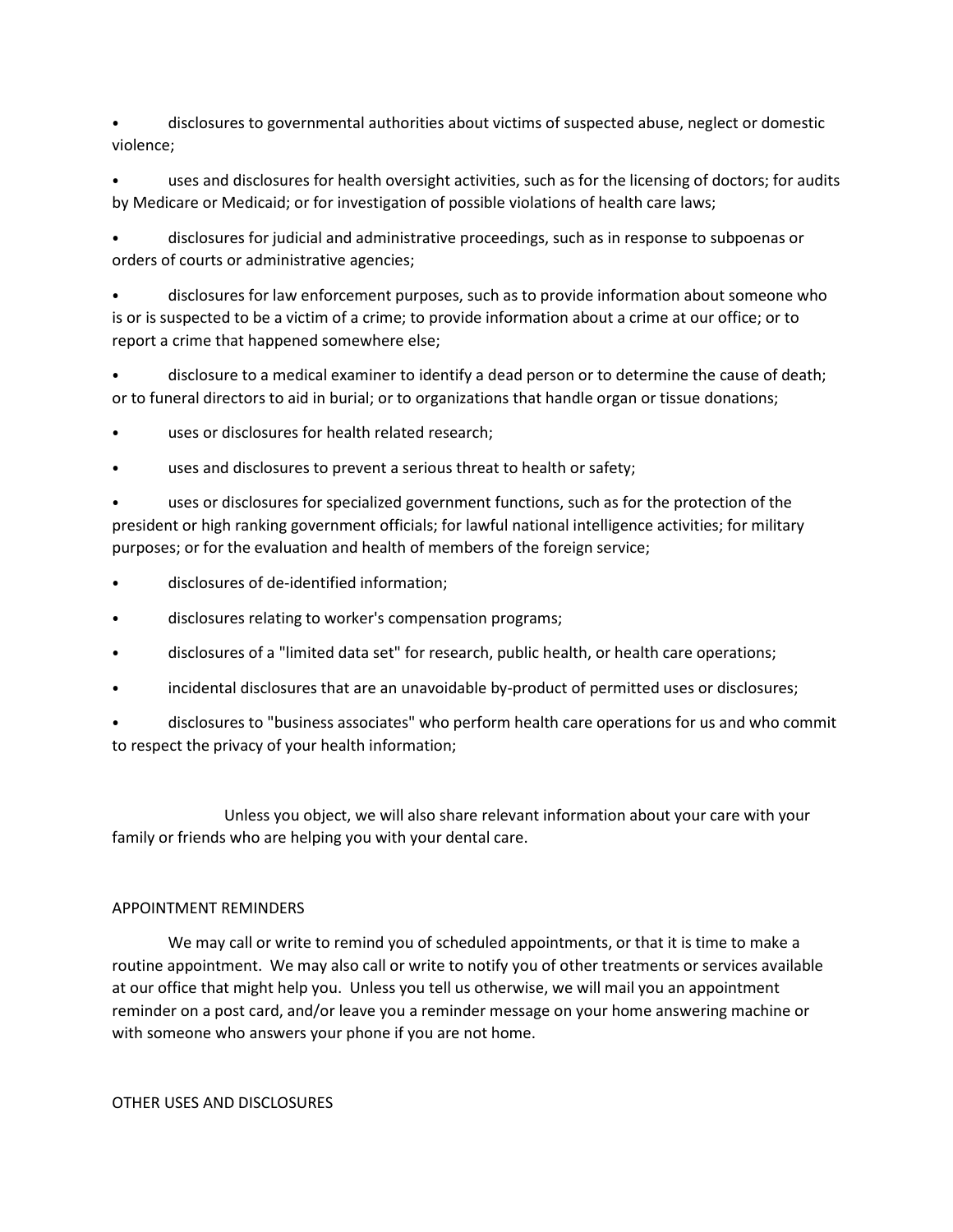- disclosures to governmental authorities about victims of suspected abuse, neglect or domestic violence;

- uses and disclosures for health oversight activities, such as for the licensing of doctors; for audits by Medicare or Medicaid; or for investigation of possible violations of health care laws;

- disclosures for judicial and administrative proceedings, such as in response to subpoenas or orders of courts or administrative agencies;

- disclosures for law enforcement purposes, such as to provide information about someone who is or is suspected to be a victim of a crime; to provide information about a crime at our office; or to report a crime that happened somewhere else;

- disclosure to a medical examiner to identify a dead person or to determine the cause of death; or to funeral directors to aid in burial; or to organizations that handle organ or tissue donations;

- uses or disclosures for health related research;

- uses and disclosures to prevent a serious threat to health or safety;

- uses or disclosures for specialized government functions, such as for the protection of the president or high ranking government officials; for lawful national intelligence activities; for military purposes; or for the evaluation and health of members of the foreign service;

- disclosures of de-identified information;

- disclosures relating to worker's compensation programs;

- disclosures of a "limited data set" for research, public health, or health care operations;

- incidental disclosures that are an unavoidable by-product of permitted uses or disclosures;

- disclosures to "business associates" who perform health care operations for us and who commit to respect the privacy of your health information;

Unless you object, we will also share relevant information about your care with your family or friends who are helping you with your dental care.

## APPOINTMENT REMINDERS

We may call or write to remind you of scheduled appointments, or that it is time to make a routine appointment. We may also call or write to notify you of other treatments or services available at our office that might help you. Unless you tell us otherwise, we will mail you an appointment reminder on a post card, and/or leave you a reminder message on your home answering machine or with someone who answers your phone if you are not home.

## OTHER USES AND DISCLOSURES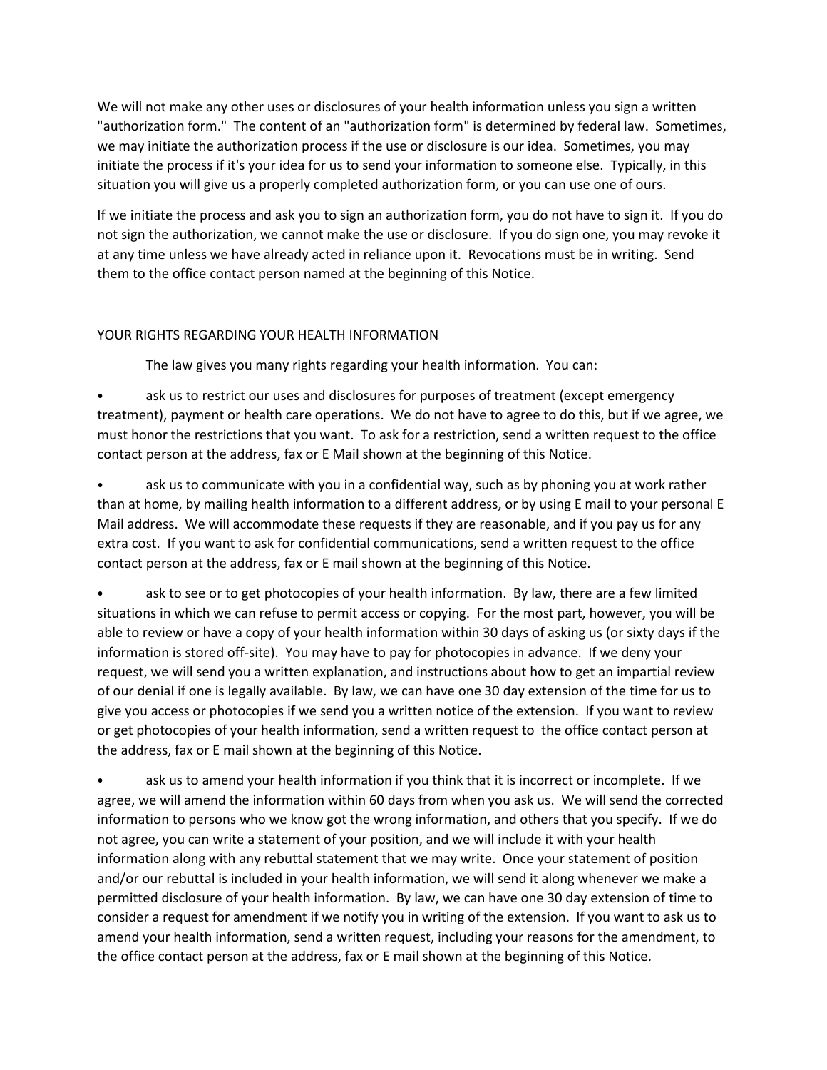We will not make any other uses or disclosures of your health information unless you sign a written "authorization form." The content of an "authorization form" is determined by federal law. Sometimes, we may initiate the authorization process if the use or disclosure is our idea. Sometimes, you may initiate the process if it's your idea for us to send your information to someone else. Typically, in this situation you will give us a properly completed authorization form, or you can use one of ours.

If we initiate the process and ask you to sign an authorization form, you do not have to sign it. If you do not sign the authorization, we cannot make the use or disclosure. If you do sign one, you may revoke it at any time unless we have already acted in reliance upon it. Revocations must be in writing. Send them to the office contact person named at the beginning of this Notice.

## YOUR RIGHTS REGARDING YOUR HEALTH INFORMATION

The law gives you many rights regarding your health information. You can:

- ask us to restrict our uses and disclosures for purposes of treatment (except emergency treatment), payment or health care operations. We do not have to agree to do this, but if we agree, we must honor the restrictions that you want. To ask for a restriction, send a written request to the office contact person at the address, fax or E Mail shown at the beginning of this Notice.

- ask us to communicate with you in a confidential way, such as by phoning you at work rather than at home, by mailing health information to a different address, or by using E mail to your personal E Mail address. We will accommodate these requests if they are reasonable, and if you pay us for any extra cost. If you want to ask for confidential communications, send a written request to the office contact person at the address, fax or E mail shown at the beginning of this Notice.

- ask to see or to get photocopies of your health information. By law, there are a few limited situations in which we can refuse to permit access or copying. For the most part, however, you will be able to review or have a copy of your health information within 30 days of asking us (or sixty days if the information is stored off-site). You may have to pay for photocopies in advance. If we deny your request, we will send you a written explanation, and instructions about how to get an impartial review of our denial if one is legally available. By law, we can have one 30 day extension of the time for us to give you access or photocopies if we send you a written notice of the extension. If you want to review or get photocopies of your health information, send a written request to the office contact person at the address, fax or E mail shown at the beginning of this Notice.

- ask us to amend your health information if you think that it is incorrect or incomplete. If we agree, we will amend the information within 60 days from when you ask us. We will send the corrected information to persons who we know got the wrong information, and others that you specify. If we do not agree, you can write a statement of your position, and we will include it with your health information along with any rebuttal statement that we may write. Once your statement of position and/or our rebuttal is included in your health information, we will send it along whenever we make a permitted disclosure of your health information. By law, we can have one 30 day extension of time to consider a request for amendment if we notify you in writing of the extension. If you want to ask us to amend your health information, send a written request, including your reasons for the amendment, to the office contact person at the address, fax or E mail shown at the beginning of this Notice.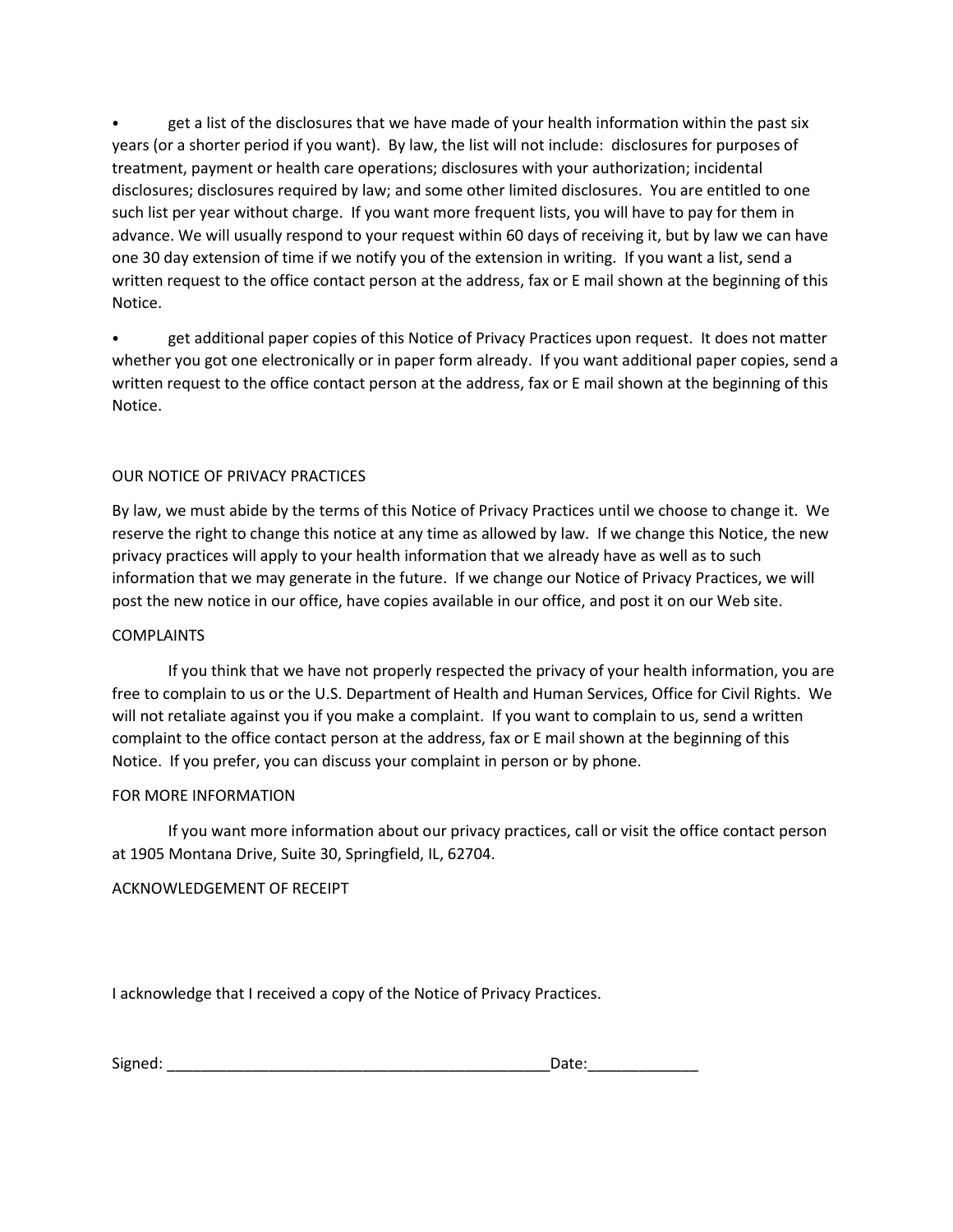- get a list of the disclosures that we have made of your health information within the past six years (or a shorter period if you want). By law, the list will not include: disclosures for purposes of treatment, payment or health care operations; disclosures with your authorization; incidental disclosures; disclosures required by law; and some other limited disclosures. You are entitled to one such list per year without charge. If you want more frequent lists, you will have to pay for them in advance. We will usually respond to your request within 60 days of receiving it, but by law we can have one 30 day extension of time if we notify you of the extension in writing. If you want a list, send a written request to the office contact person at the address, fax or E mail shown at the beginning of this Notice.

- get additional paper copies of this Notice of Privacy Practices upon request. It does not matter whether you got one electronically or in paper form already. If you want additional paper copies, send a written request to the office contact person at the address, fax or E mail shown at the beginning of this Notice.

## OUR NOTICE OF PRIVACY PRACTICES

By law, we must abide by the terms of this Notice of Privacy Practices until we choose to change it. We reserve the right to change this notice at any time as allowed by law. If we change this Notice, the new privacy practices will apply to your health information that we already have as well as to such information that we may generate in the future. If we change our Notice of Privacy Practices, we will post the new notice in our office, have copies available in our office, and post it on our Web site.

## COMPLAINTS

If you think that we have not properly respected the privacy of your health information, you are free to complain to us or the U.S. Department of Health and Human Services, Office for Civil Rights. We will not retaliate against you if you make a complaint. If you want to complain to us, send a written complaint to the office contact person at the address, fax or E mail shown at the beginning of this Notice. If you prefer, you can discuss your complaint in person or by phone.

## FOR MORE INFORMATION

If you want more information about our privacy practices, call or visit the office contact person at 1905 Montana Drive, Suite 30, Springfield, IL, 62704.

## ACKNOWLEDGEMENT OF RECEIPT

I acknowledge that I received a copy of the Notice of Privacy Practices.

Signed: ______________________________________________Date:_____________